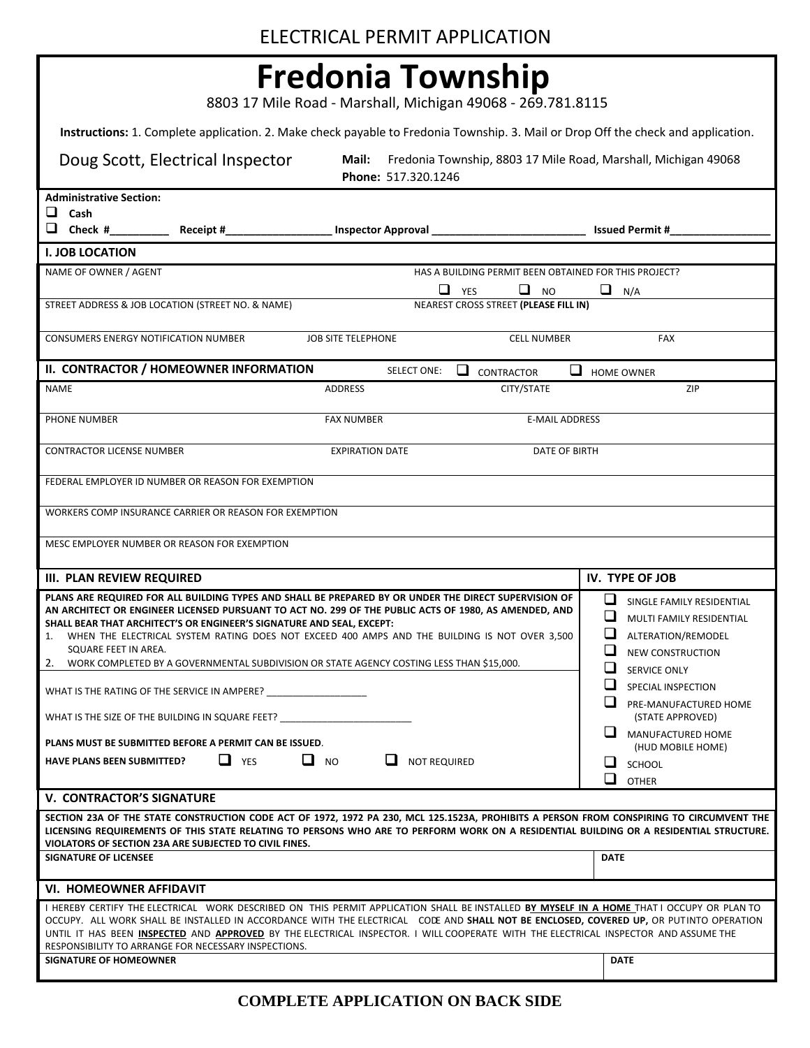# ELECTRICAL PERMIT APPLICATION

# Fredonia Township

8803 17 Mile Road - Marshall, Michigan 49068 - 269.781.8115

**Instructions:** 1. Complete application. 2. Make check payable to Fredonia Township. 3. Mail or Drop Off the check and application.

Doug Scott, Electrical Inspector

**Mail:** Fredonia Township, 8803 17 Mile Road, Marshall, Michigan 49068
**Phone:** 517.320.1246

**Administrative Section:**

- ❑ **Cash**
- ❑ **Check #__________ Receipt #__________________ Inspector Approval __________________________ Issued Permit #_________________**

## I. JOB LOCATION

| NAME OF OWNER / AGENT | | HAS A BUILDING PERMIT BEEN OBTAINED FOR THIS PROJECT? ❑ YES ❑ NO ❑ N/A | |
|---|---|---|---|
| STREET ADDRESS & JOB LOCATION (STREET NO. & NAME) | | NEAREST CROSS STREET **(PLEASE FILL IN)** | |
| CONSUMERS ENERGY NOTIFICATION NUMBER | JOB SITE TELEPHONE | CELL NUMBER | FAX |

## II. CONTRACTOR / HOMEOWNER INFORMATION

SELECT ONE: ❑ CONTRACTOR ❑ HOME OWNER

| NAME | ADDRESS | CITY/STATE | ZIP |
|---|---|---|---|
| PHONE NUMBER | FAX NUMBER | E-MAIL ADDRESS | |
| CONTRACTOR LICENSE NUMBER | EXPIRATION DATE | DATE OF BIRTH | |
| FEDERAL EMPLOYER ID NUMBER OR REASON FOR EXEMPTION | | | |
| WORKERS COMP INSURANCE CARRIER OR REASON FOR EXEMPTION | | | |
| MESC EMPLOYER NUMBER OR REASON FOR EXEMPTION | | | |

## III. PLAN REVIEW REQUIRED

**PLANS ARE REQUIRED FOR ALL BUILDING TYPES AND SHALL BE PREPARED BY OR UNDER THE DIRECT SUPERVISION OF AN ARCHITECT OR ENGINEER LICENSED PURSUANT TO ACT NO. 299 OF THE PUBLIC ACTS OF 1980, AS AMENDED, AND SHALL BEAR THAT ARCHITECT'S OR ENGINEER'S SIGNATURE AND SEAL, EXCEPT:**

1. WHEN THE ELECTRICAL SYSTEM RATING DOES NOT EXCEED 400 AMPS AND THE BUILDING IS NOT OVER 3,500 SQUARE FEET IN AREA.
2. WORK COMPLETED BY A GOVERNMENTAL SUBDIVISION OR STATE AGENCY COSTING LESS THAN $15,000.

WHAT IS THE RATING OF THE SERVICE IN AMPERE? ___________________

WHAT IS THE SIZE OF THE BUILDING IN SQUARE FEET? _________________________

**PLANS MUST BE SUBMITTED BEFORE A PERMIT CAN BE ISSUED**.

**HAVE PLANS BEEN SUBMITTED?** ❑ YES ❑ NO ❑ NOT REQUIRED

## IV. TYPE OF JOB

- ❑ SINGLE FAMILY RESIDENTIAL
- ❑ MULTI FAMILY RESIDENTIAL
- ❑ ALTERATION/REMODEL
- ❑ NEW CONSTRUCTION
- ❑ SERVICE ONLY
- ❑ SPECIAL INSPECTION
- ❑ PRE-MANUFACTURED HOME (STATE APPROVED)
- ❑ MANUFACTURED HOME (HUD MOBILE HOME)
- ❑ SCHOOL
- ❑ OTHER

## V. CONTRACTOR'S SIGNATURE

**SECTION 23A OF THE STATE CONSTRUCTION CODE ACT OF 1972, 1972 PA 230, MCL 125.1523A, PROHIBITS A PERSON FROM CONSPIRING TO CIRCUMVENT THE LICENSING REQUIREMENTS OF THIS STATE RELATING TO PERSONS WHO ARE TO PERFORM WORK ON A RESIDENTIAL BUILDING OR A RESIDENTIAL STRUCTURE. VIOLATORS OF SECTION 23A ARE SUBJECTED TO CIVIL FINES.**

| SIGNATURE OF LICENSEE | DATE |
|---|---|

## VI. HOMEOWNER AFFIDAVIT

I HEREBY CERTIFY THE ELECTRICAL WORK DESCRIBED ON THIS PERMIT APPLICATION SHALL BE INSTALLED **BY MYSELF IN A HOME** THAT I OCCUPY OR PLAN TO OCCUPY. ALL WORK SHALL BE INSTALLED IN ACCORDANCE WITH THE ELECTRICAL CODE AND **SHALL NOT BE ENCLOSED, COVERED UP,** OR PUT INTO OPERATION UNTIL IT HAS BEEN **INSPECTED** AND **APPROVED** BY THE ELECTRICAL INSPECTOR. I WILL COOPERATE WITH THE ELECTRICAL INSPECTOR AND ASSUME THE RESPONSIBILITY TO ARRANGE FOR NECESSARY INSPECTIONS.

| SIGNATURE OF HOMEOWNER | DATE |
|---|---|

**COMPLETE APPLICATION ON BACK SIDE**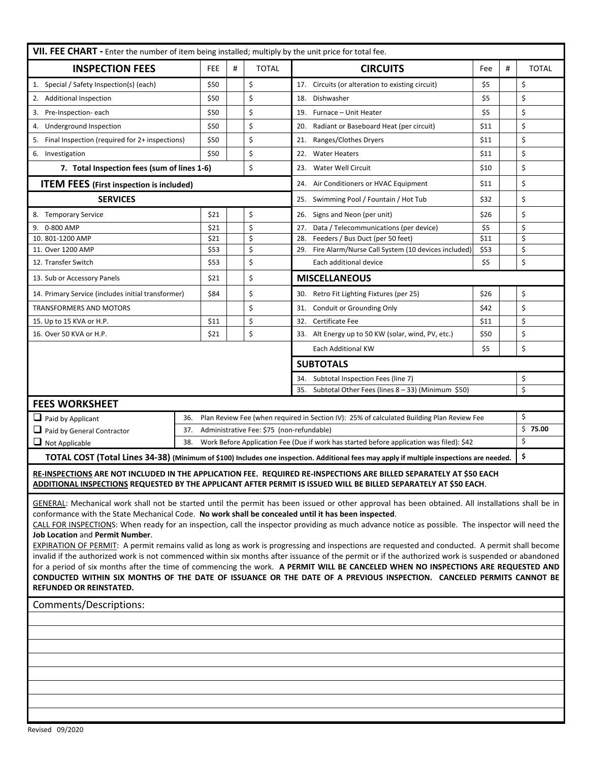## VII. FEE CHART - Enter the number of item being installed; multiply by the unit price for total fee.

| INSPECTION FEES | FEE | # | TOTAL | CIRCUITS | Fee | # | TOTAL |
|---|---|---|---|---|---|---|---|
| 1. Special / Safety Inspection(s) (each) | $50 | | $ | 17. Circuits (or alteration to existing circuit) | $5 | | $ |
| 2. Additional Inspection | $50 | | $ | 18. Dishwasher | $5 | | $ |
| 3. Pre-Inspection- each | $50 | | $ | 19. Furnace – Unit Heater | $5 | | $ |
| 4. Underground Inspection | $50 | | $ | 20. Radiant or Baseboard Heat (per circuit) | $11 | | $ |
| 5. Final Inspection (required for 2+ inspections) | $50 | | $ | 21. Ranges/Clothes Dryers | $11 | | $ |
| 6. Investigation | $50 | | $ | 22. Water Heaters | $11 | | $ |
| **7. Total Inspection fees (sum of lines 1-6)** | | | $ | 23. Water Well Circuit | $10 | | $ |
| **ITEM FEES (First inspection is included)** | | | | 24. Air Conditioners or HVAC Equipment | $11 | | $ |
| **SERVICES** | | | | 25. Swimming Pool / Fountain / Hot Tub | $32 | | $ |
| 8. Temporary Service | $21 | | $ | 26. Signs and Neon (per unit) | $26 | | $ |
| 9. 0-800 AMP | $21 | | $ | 27. Data / Telecommunications (per device) | $5 | | $ |
| 10. 801-1200 AMP | $21 | | $ | 28. Feeders / Bus Duct (per 50 feet) | $11 | | $ |
| 11. Over 1200 AMP | $53 | | $ | 29. Fire Alarm/Nurse Call System (10 devices included) | $53 | | $ |
| 12. Transfer Switch | $53 | | $ | Each additional device | $5 | | $ |
| 13. Sub or Accessory Panels | $21 | | $ | **MISCELLANEOUS** | | | |
| 14. Primary Service (includes initial transformer) | $84 | | $ | 30. Retro Fit Lighting Fixtures (per 25) | $26 | | $ |
| TRANSFORMERS AND MOTORS | | | $ | 31. Conduit or Grounding Only | $42 | | $ |
| 15. Up to 15 KVA or H.P. | $11 | | $ | 32. Certificate Fee | $11 | | $ |
| 16. Over 50 KVA or H.P. | $21 | | $ | 33. Alt Energy up to 50 KW (solar, wind, PV, etc.) | $50 | | $ |
| | | | | Each Additional KW | $5 | | $ |
| | | | | **SUBTOTALS** | | | |
| | | | | 34. Subtotal Inspection Fees (line 7) | | | $ |
| | | | | 35. Subtotal Other Fees (lines 8 – 33) (Minimum $50) | | | $ |

### FEES WORKSHEET

| | | |
|---|---|---|
| ☐ Paid by Applicant | 36. Plan Review Fee (when required in Section IV): 25% of calculated Building Plan Review Fee | $ |
| ☐ Paid by General Contractor | 37. Administrative Fee: $75 (non-refundable) | $ **75.00** |
| ☐ Not Applicable | 38. Work Before Application Fee (Due if work has started before application was filed): $42 | $ |
| **TOTAL COST (Total Lines 34-38) (Minimum of $100) Includes one inspection. Additional fees may apply if multiple inspections are needed.** | | **$** |

**RE-INSPECTIONS ARE NOT INCLUDED IN THE APPLICATION FEE. REQUIRED RE-INSPECTIONS ARE BILLED SEPARATELY AT $50 EACH ADDITIONAL INSPECTIONS REQUESTED BY THE APPLICANT AFTER PERMIT IS ISSUED WILL BE BILLED SEPARATELY AT $50 EACH**.

GENERAL: Mechanical work shall not be started until the permit has been issued or other approval has been obtained. All installations shall be in conformance with the State Mechanical Code. **No work shall be concealed until it has been inspected**.

CALL FOR INSPECTIONS: When ready for an inspection, call the inspector providing as much advance notice as possible. The inspector will need the **Job Location** and **Permit Number**.

EXPIRATION OF PERMIT: A permit remains valid as long as work is progressing and inspections are requested and conducted. A permit shall become invalid if the authorized work is not commenced within six months after issuance of the permit or if the authorized work is suspended or abandoned for a period of six months after the time of commencing the work. **A PERMIT WILL BE CANCELED WHEN NO INSPECTIONS ARE REQUESTED AND CONDUCTED WITHIN SIX MONTHS OF THE DATE OF ISSUANCE OR THE DATE OF A PREVIOUS INSPECTION. CANCELED PERMITS CANNOT BE REFUNDED OR REINSTATED.**

Comments/Descriptions:

Revised 09/2020